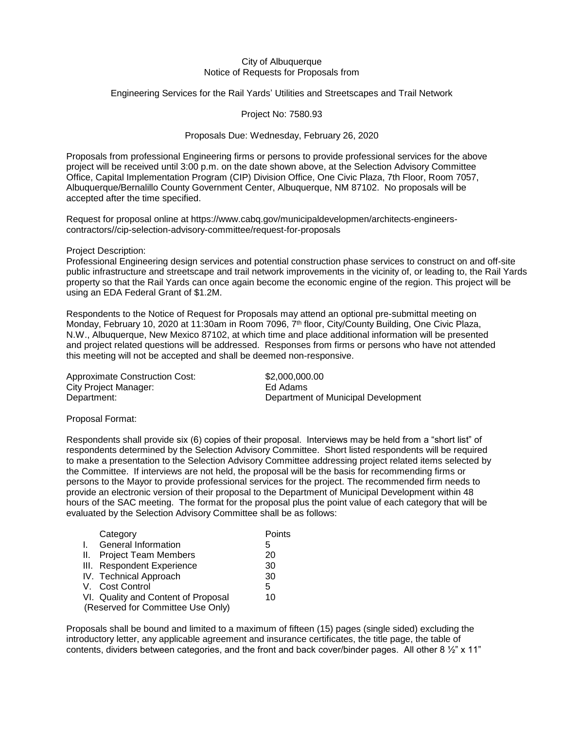City of Albuquerque
Notice of Requests for Proposals from

Engineering Services for the Rail Yards' Utilities and Streetscapes and Trail Network

Project No: 7580.93

Proposals Due: Wednesday, February 26, 2020

Proposals from professional Engineering firms or persons to provide professional services for the above project will be received until 3:00 p.m. on the date shown above, at the Selection Advisory Committee Office, Capital Implementation Program (CIP) Division Office, One Civic Plaza, 7th Floor, Room 7057, Albuquerque/Bernalillo County Government Center, Albuquerque, NM 87102. No proposals will be accepted after the time specified.

Request for proposal online at https://www.cabq.gov/municipaldevelopmen/architects-engineers-contractors//cip-selection-advisory-committee/request-for-proposals

Project Description:
Professional Engineering design services and potential construction phase services to construct on and off-site public infrastructure and streetscape and trail network improvements in the vicinity of, or leading to, the Rail Yards property so that the Rail Yards can once again become the economic engine of the region. This project will be using an EDA Federal Grant of $1.2M.

Respondents to the Notice of Request for Proposals may attend an optional pre-submittal meeting on Monday, February 10, 2020 at 11:30am in Room 7096, 7th floor, City/County Building, One Civic Plaza, N.W., Albuquerque, New Mexico 87102, at which time and place additional information will be presented and project related questions will be addressed. Responses from firms or persons who have not attended this meeting will not be accepted and shall be deemed non-responsive.

| | |
|---|---|
| Approximate Construction Cost: | $2,000,000.00 |
| City Project Manager: | Ed Adams |
| Department: | Department of Municipal Development |

Proposal Format:

Respondents shall provide six (6) copies of their proposal. Interviews may be held from a "short list" of respondents determined by the Selection Advisory Committee. Short listed respondents will be required to make a presentation to the Selection Advisory Committee addressing project related items selected by the Committee. If interviews are not held, the proposal will be the basis for recommending firms or persons to the Mayor to provide professional services for the project. The recommended firm needs to provide an electronic version of their proposal to the Department of Municipal Development within 48 hours of the SAC meeting. The format for the proposal plus the point value of each category that will be evaluated by the Selection Advisory Committee shall be as follows:

| Category | Points |
|---|---|
| I. General Information | 5 |
| II. Project Team Members | 20 |
| III. Respondent Experience | 30 |
| IV. Technical Approach | 30 |
| V. Cost Control | 5 |
| VI. Quality and Content of Proposal (Reserved for Committee Use Only) | 10 |

Proposals shall be bound and limited to a maximum of fifteen (15) pages (single sided) excluding the introductory letter, any applicable agreement and insurance certificates, the title page, the table of contents, dividers between categories, and the front and back cover/binder pages. All other 8 ½" x 11"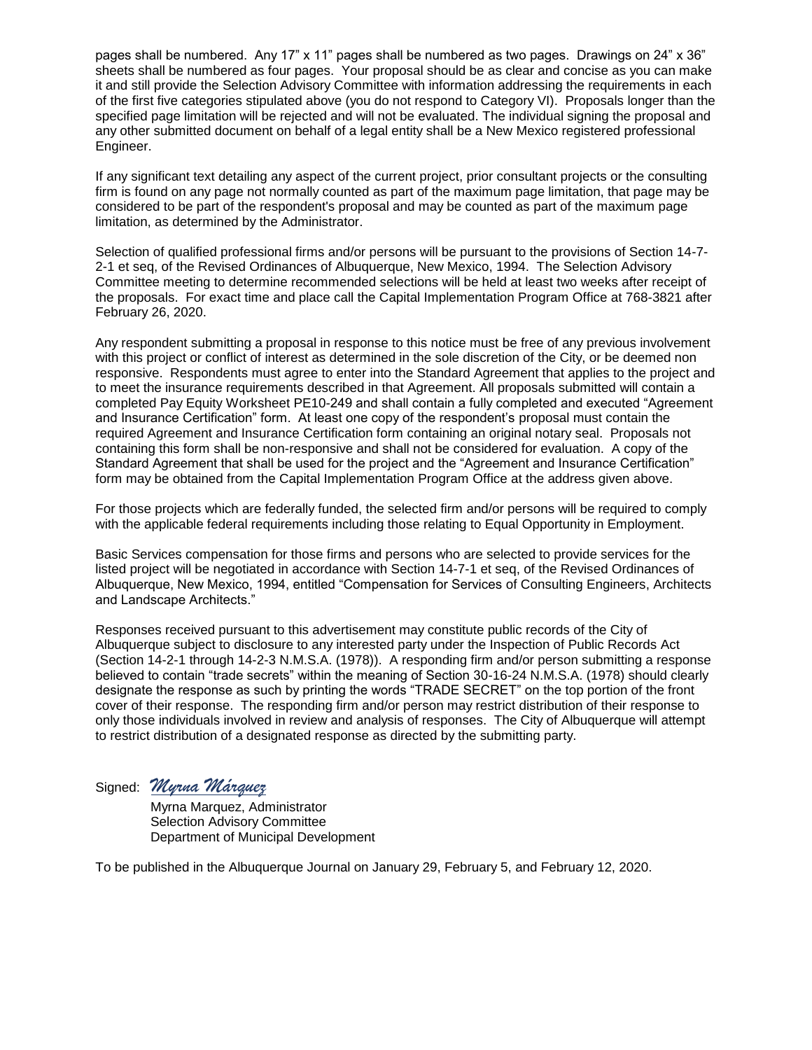pages shall be numbered. Any 17" x 11" pages shall be numbered as two pages. Drawings on 24" x 36" sheets shall be numbered as four pages. Your proposal should be as clear and concise as you can make it and still provide the Selection Advisory Committee with information addressing the requirements in each of the first five categories stipulated above (you do not respond to Category VI). Proposals longer than the specified page limitation will be rejected and will not be evaluated. The individual signing the proposal and any other submitted document on behalf of a legal entity shall be a New Mexico registered professional Engineer.

If any significant text detailing any aspect of the current project, prior consultant projects or the consulting firm is found on any page not normally counted as part of the maximum page limitation, that page may be considered to be part of the respondent's proposal and may be counted as part of the maximum page limitation, as determined by the Administrator.

Selection of qualified professional firms and/or persons will be pursuant to the provisions of Section 14-7-2-1 et seq, of the Revised Ordinances of Albuquerque, New Mexico, 1994. The Selection Advisory Committee meeting to determine recommended selections will be held at least two weeks after receipt of the proposals. For exact time and place call the Capital Implementation Program Office at 768-3821 after February 26, 2020.

Any respondent submitting a proposal in response to this notice must be free of any previous involvement with this project or conflict of interest as determined in the sole discretion of the City, or be deemed non responsive. Respondents must agree to enter into the Standard Agreement that applies to the project and to meet the insurance requirements described in that Agreement. All proposals submitted will contain a completed Pay Equity Worksheet PE10-249 and shall contain a fully completed and executed "Agreement and Insurance Certification" form. At least one copy of the respondent's proposal must contain the required Agreement and Insurance Certification form containing an original notary seal. Proposals not containing this form shall be non-responsive and shall not be considered for evaluation. A copy of the Standard Agreement that shall be used for the project and the "Agreement and Insurance Certification" form may be obtained from the Capital Implementation Program Office at the address given above.

For those projects which are federally funded, the selected firm and/or persons will be required to comply with the applicable federal requirements including those relating to Equal Opportunity in Employment.

Basic Services compensation for those firms and persons who are selected to provide services for the listed project will be negotiated in accordance with Section 14-7-1 et seq, of the Revised Ordinances of Albuquerque, New Mexico, 1994, entitled "Compensation for Services of Consulting Engineers, Architects and Landscape Architects."

Responses received pursuant to this advertisement may constitute public records of the City of Albuquerque subject to disclosure to any interested party under the Inspection of Public Records Act (Section 14-2-1 through 14-2-3 N.M.S.A. (1978)). A responding firm and/or person submitting a response believed to contain "trade secrets" within the meaning of Section 30-16-24 N.M.S.A. (1978) should clearly designate the response as such by printing the words "TRADE SECRET" on the top portion of the front cover of their response. The responding firm and/or person may restrict distribution of their response to only those individuals involved in review and analysis of responses. The City of Albuquerque will attempt to restrict distribution of a designated response as directed by the submitting party.

Signed: *Myrna Márquez*

Myrna Marquez, Administrator
Selection Advisory Committee
Department of Municipal Development

To be published in the Albuquerque Journal on January 29, February 5, and February 12, 2020.